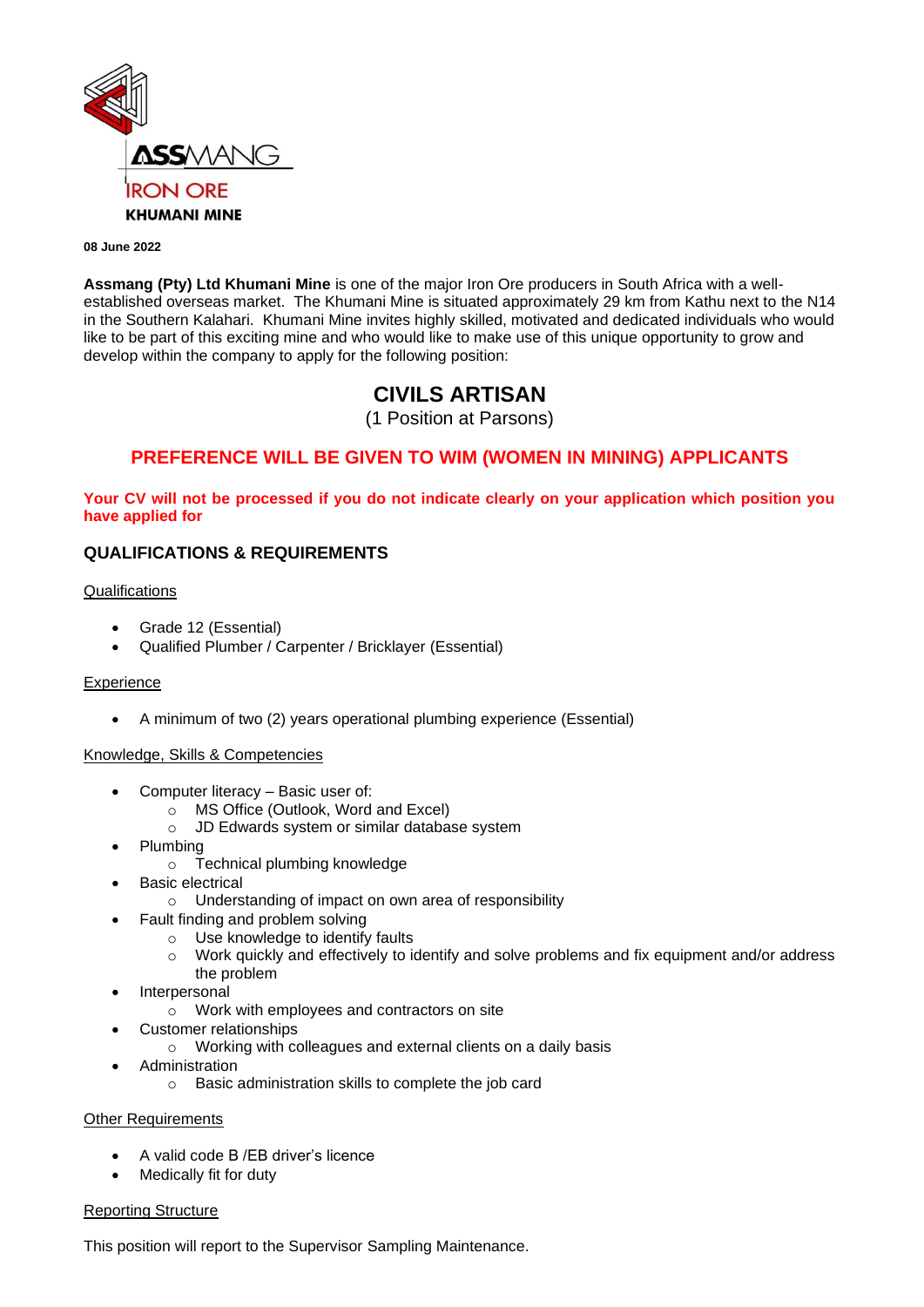ASSMANG
IRON ORE
KHUMANI MINE

**08 June 2022**

**Assmang (Pty) Ltd Khumani Mine** is one of the major Iron Ore producers in South Africa with a well-established overseas market. The Khumani Mine is situated approximately 29 km from Kathu next to the N14 in the Southern Kalahari. Khumani Mine invites highly skilled, motivated and dedicated individuals who would like to be part of this exciting mine and who would like to make use of this unique opportunity to grow and develop within the company to apply for the following position:

# CIVILS ARTISAN

(1 Position at Parsons)

## PREFERENCE WILL BE GIVEN TO WIM (WOMEN IN MINING) APPLICANTS

**Your CV will not be processed if you do not indicate clearly on your application which position you have applied for**

## QUALIFICATIONS & REQUIREMENTS

<u>Qualifications</u>

- Grade 12 (Essential)
- Qualified Plumber / Carpenter / Bricklayer (Essential)

<u>Experience</u>

- A minimum of two (2) years operational plumbing experience (Essential)

<u>Knowledge, Skills & Competencies</u>

- Computer literacy – Basic user of:
  - MS Office (Outlook, Word and Excel)
  - JD Edwards system or similar database system
- Plumbing
  - Technical plumbing knowledge
- Basic electrical
  - Understanding of impact on own area of responsibility
- Fault finding and problem solving
  - Use knowledge to identify faults
  - Work quickly and effectively to identify and solve problems and fix equipment and/or address the problem
- Interpersonal
  - Work with employees and contractors on site
- Customer relationships
  - Working with colleagues and external clients on a daily basis
- Administration
  - Basic administration skills to complete the job card

<u>Other Requirements</u>

- A valid code B /EB driver's licence
- Medically fit for duty

<u>Reporting Structure</u>

This position will report to the Supervisor Sampling Maintenance.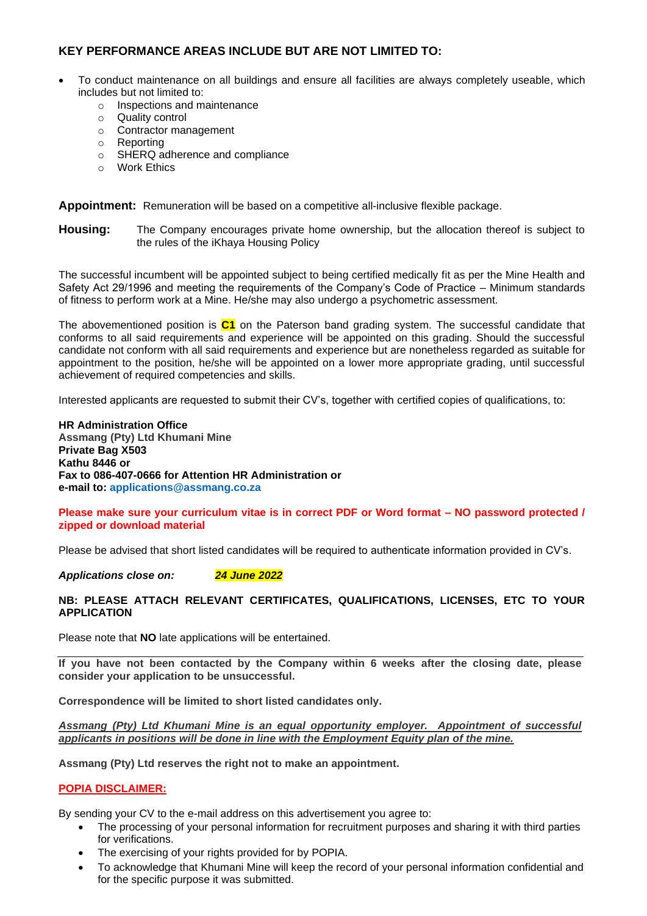## KEY PERFORMANCE AREAS INCLUDE BUT ARE NOT LIMITED TO:

- To conduct maintenance on all buildings and ensure all facilities are always completely useable, which includes but not limited to:
    - Inspections and maintenance
    - Quality control
    - Contractor management
    - Reporting
    - SHERQ adherence and compliance
    - Work Ethics

**Appointment:** Remuneration will be based on a competitive all-inclusive flexible package.

**Housing:** The Company encourages private home ownership, but the allocation thereof is subject to the rules of the iKhaya Housing Policy

The successful incumbent will be appointed subject to being certified medically fit as per the Mine Health and Safety Act 29/1996 and meeting the requirements of the Company's Code of Practice – Minimum standards of fitness to perform work at a Mine. He/she may also undergo a psychometric assessment.

The abovementioned position is **C1** on the Paterson band grading system. The successful candidate that conforms to all said requirements and experience will be appointed on this grading. Should the successful candidate not conform with all said requirements and experience but are nonetheless regarded as suitable for appointment to the position, he/she will be appointed on a lower more appropriate grading, until successful achievement of required competencies and skills.

Interested applicants are requested to submit their CV's, together with certified copies of qualifications, to:

**HR Administration Office**
**Assmang (Pty) Ltd Khumani Mine**
**Private Bag X503**
**Kathu 8446 or**
**Fax to 086-407-0666 for Attention HR Administration or**
**e-mail to: applications@assmang.co.za**

**Please make sure your curriculum vitae is in correct PDF or Word format – NO password protected / zipped or download material**

Please be advised that short listed candidates will be required to authenticate information provided in CV's.

***Applications close on:*** ***24 June 2022***

**NB: PLEASE ATTACH RELEVANT CERTIFICATES, QUALIFICATIONS, LICENSES, ETC TO YOUR APPLICATION**

Please note that **NO** late applications will be entertained.

**If you have not been contacted by the Company within 6 weeks after the closing date, please consider your application to be unsuccessful.**

**Correspondence will be limited to short listed candidates only.**

***Assmang (Pty) Ltd Khumani Mine is an equal opportunity employer. Appointment of successful applicants in positions will be done in line with the Employment Equity plan of the mine.***

**Assmang (Pty) Ltd reserves the right not to make an appointment.**

**POPIA DISCLAIMER:**

By sending your CV to the e-mail address on this advertisement you agree to:

- The processing of your personal information for recruitment purposes and sharing it with third parties for verifications.
- The exercising of your rights provided for by POPIA.
- To acknowledge that Khumani Mine will keep the record of your personal information confidential and for the specific purpose it was submitted.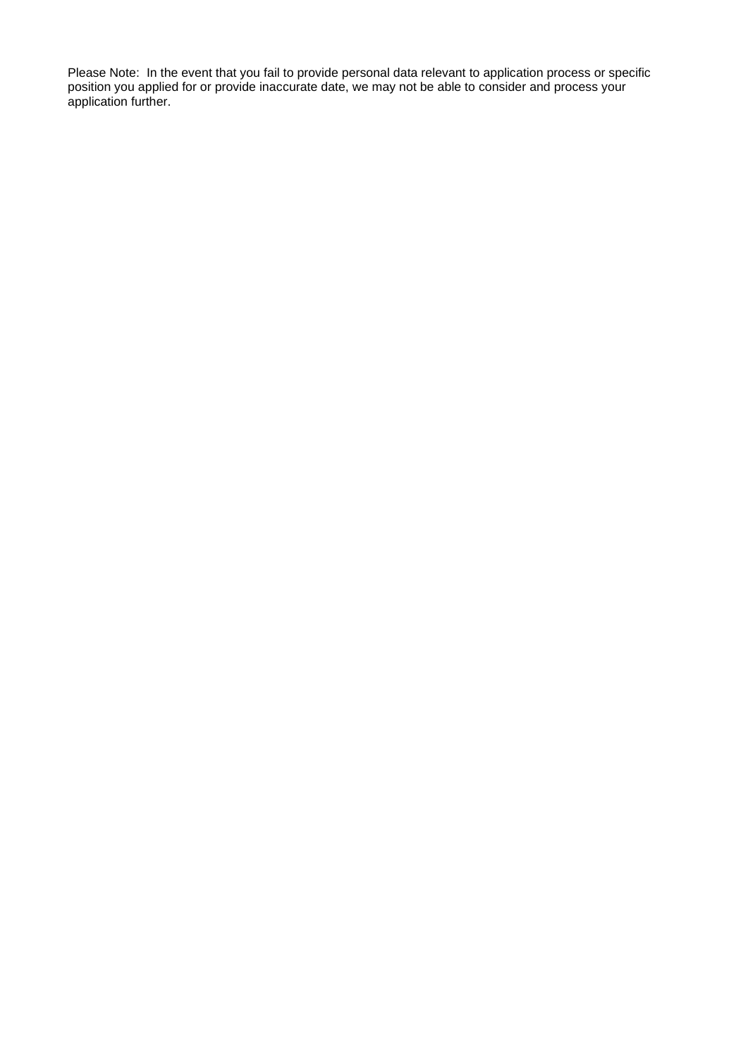Please Note: In the event that you fail to provide personal data relevant to application process or specific position you applied for or provide inaccurate date, we may not be able to consider and process your application further.